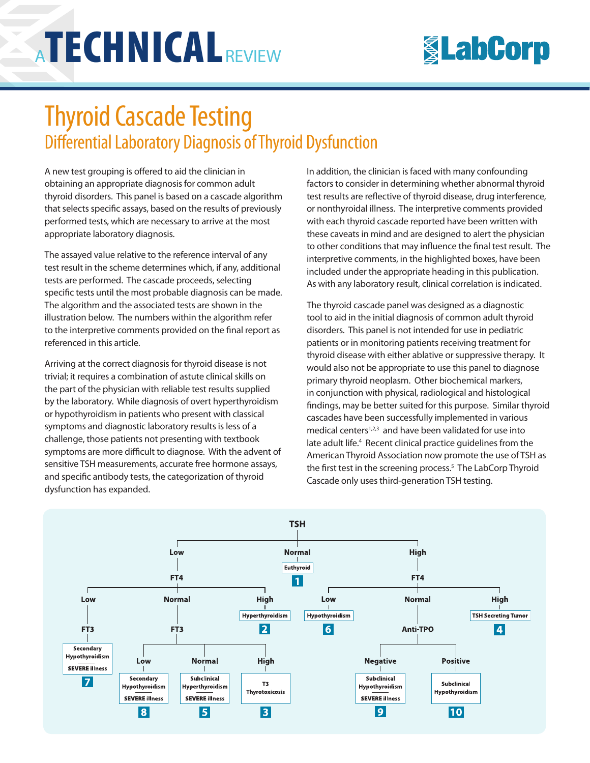# A TECHNICAL REVIEW

LabCorp

# Thyroid Cascade Testing

## Differential Laboratory Diagnosis of Thyroid Dysfunction

A new test grouping is offered to aid the clinician in obtaining an appropriate diagnosis for common adult thyroid disorders. This panel is based on a cascade algorithm that selects specific assays, based on the results of previously performed tests, which are necessary to arrive at the most appropriate laboratory diagnosis.

The assayed value relative to the reference interval of any test result in the scheme determines which, if any, additional tests are performed. The cascade proceeds, selecting specific tests until the most probable diagnosis can be made. The algorithm and the associated tests are shown in the illustration below. The numbers within the algorithm refer to the interpretive comments provided on the final report as referenced in this article.

Arriving at the correct diagnosis for thyroid disease is not trivial; it requires a combination of astute clinical skills on the part of the physician with reliable test results supplied by the laboratory. While diagnosis of overt hyperthyroidism or hypothyroidism in patients who present with classical symptoms and diagnostic laboratory results is less of a challenge, those patients not presenting with textbook symptoms are more difficult to diagnose. With the advent of sensitive TSH measurements, accurate free hormone assays, and specific antibody tests, the categorization of thyroid dysfunction has expanded.

In addition, the clinician is faced with many confounding factors to consider in determining whether abnormal thyroid test results are reflective of thyroid disease, drug interference, or nonthyroidal illness. The interpretive comments provided with each thyroid cascade reported have been written with these caveats in mind and are designed to alert the physician to other conditions that may influence the final test result. The interpretive comments, in the highlighted boxes, have been included under the appropriate heading in this publication. As with any laboratory result, clinical correlation is indicated.

The thyroid cascade panel was designed as a diagnostic tool to aid in the initial diagnosis of common adult thyroid disorders. This panel is not intended for use in pediatric patients or in monitoring patients receiving treatment for thyroid disease with either ablative or suppressive therapy. It would also not be appropriate to use this panel to diagnose primary thyroid neoplasm. Other biochemical markers, in conjunction with physical, radiological and histological findings, may be better suited for this purpose. Similar thyroid cascades have been successfully implemented in various medical centers[1,2,3] and have been validated for use into late adult life.[4] Recent clinical practice guidelines from the American Thyroid Association now promote the use of TSH as the first test in the screening process.[5] The LabCorp Thyroid Cascade only uses third-generation TSH testing.

TSH
Low
Normal
High
Euthyroid
1
FT4
FT4
Low
Normal
High
Hyperthyroidism
2
Low
Normal
High
Hypothyroidism
6
TSH Secreting Tumor
4
FT3
FT3
Anti-TPO
Secondary Hypothyroidism SEVERE illness
7
Low
Normal
High
Secondary Hypothyroidism SEVERE illness
8
Subclinical Hyperthyroidism SEVERE illness
5
T3 Thyrotoxicosis
3
Negative
Positive
Subclinical Hypothyroidism SEVERE illness
9
Subclinical Hypothyroidism
10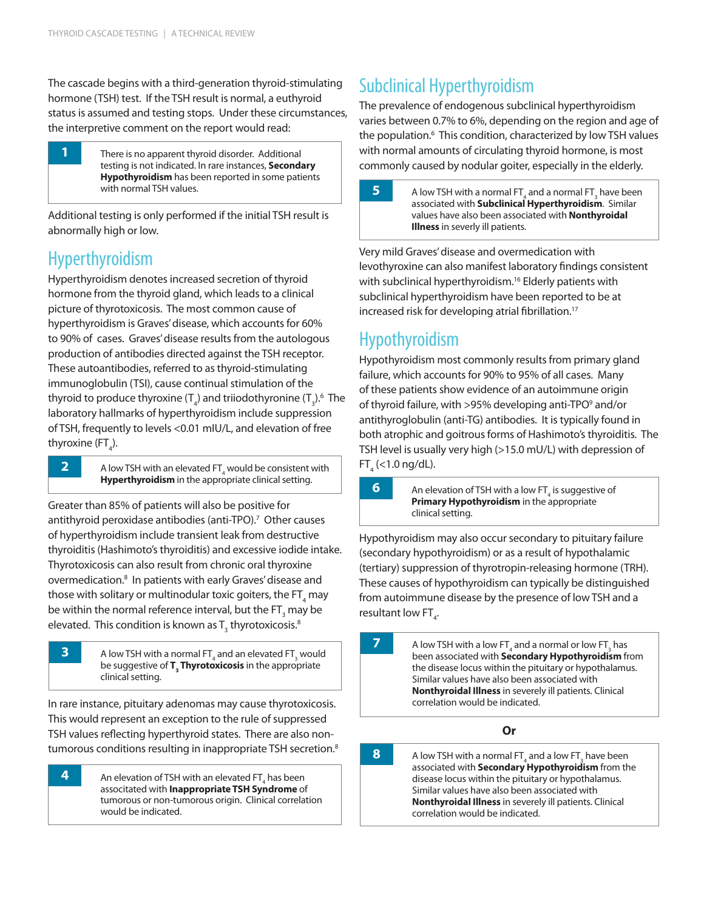The cascade begins with a third-generation thyroid-stimulating hormone (TSH) test. If the TSH result is normal, a euthyroid status is assumed and testing stops. Under these circumstances, the interpretive comment on the report would read:

> **1**
>
> There is no apparent thyroid disorder. Additional testing is not indicated. In rare instances, **Secondary Hypothyroidism** has been reported in some patients with normal TSH values.

Additional testing is only performed if the initial TSH result is abnormally high or low.

## Hyperthyroidism

Hyperthyroidism denotes increased secretion of thyroid hormone from the thyroid gland, which leads to a clinical picture of thyrotoxicosis. The most common cause of hyperthyroidism is Graves' disease, which accounts for 60% to 90% of cases. Graves' disease results from the autologous production of antibodies directed against the TSH receptor. These autoantibodies, referred to as thyroid-stimulating immunoglobulin (TSI), cause continual stimulation of the thyroid to produce thyroxine ($T_4$) and triiodothyronine ($T_3$).[6] The laboratory hallmarks of hyperthyroidism include suppression of TSH, frequently to levels <0.01 mIU/L, and elevation of free thyroxine ($FT_4$).

> **2**
>
> A low TSH with an elevated $FT_4$ would be consistent with **Hyperthyroidism** in the appropriate clinical setting.

Greater than 85% of patients will also be positive for antithyroid peroxidase antibodies (anti-TPO).[7] Other causes of hyperthyroidism include transient leak from destructive thyroiditis (Hashimoto's thyroiditis) and excessive iodide intake. Thyrotoxicosis can also result from chronic oral thyroxine overmedication.[8] In patients with early Graves' disease and those with solitary or multinodular toxic goiters, the $FT_4$ may be within the normal reference interval, but the $FT_3$ may be elevated. This condition is known as $T_3$ thyrotoxicosis.[8]

> **3**
>
> A low TSH with a normal $FT_4$ and an elevated $FT_3$ would be suggestive of **$T_3$ Thyrotoxicosis** in the appropriate clinical setting.

In rare instance, pituitary adenomas may cause thyrotoxicosis. This would represent an exception to the rule of suppressed TSH values reflecting hyperthyroid states. There are also non-tumorous conditions resulting in inappropriate TSH secretion.[8]

> **4**
>
> An elevation of TSH with an elevated $FT_4$ has been associated with **Inappropriate TSH Syndrome** of tumorous or non-tumorous origin. Clinical correlation would be indicated.

## Subclinical Hyperthyroidism

The prevalence of endogenous subclinical hyperthyroidism varies between 0.7% to 6%, depending on the region and age of the population.[6] This condition, characterized by low TSH values with normal amounts of circulating thyroid hormone, is most commonly caused by nodular goiter, especially in the elderly.

> **5**
>
> A low TSH with a normal $FT_4$ and a normal $FT_3$ have been associated with **Subclinical Hyperthyroidism**. Similar values have also been associated with **Nonthyroidal Illness** in severly ill patients.

Very mild Graves' disease and overmedication with levothyroxine can also manifest laboratory findings consistent with subclinical hyperthyroidism.[16] Elderly patients with subclinical hyperthyroidism have been reported to be at increased risk for developing atrial fibrillation.[17]

## Hypothyroidism

Hypothyroidism most commonly results from primary gland failure, which accounts for 90% to 95% of all cases. Many of these patients show evidence of an autoimmune origin of thyroid failure, with >95% developing anti-TPO[9] and/or antithyroglobulin (anti-TG) antibodies. It is typically found in both atrophic and goitrous forms of Hashimoto's thyroiditis. The TSH level is usually very high (>15.0 mU/L) with depression of $FT_4$ (<1.0 ng/dL).

> **6**
>
> An elevation of TSH with a low $FT_4$ is suggestive of **Primary Hypothyroidism** in the appropriate clinical setting.

Hypothyroidism may also occur secondary to pituitary failure (secondary hypothyroidism) or as a result of hypothalamic (tertiary) suppression of thyrotropin-releasing hormone (TRH). These causes of hypothyroidism can typically be distinguished from autoimmune disease by the presence of low TSH and a resultant low $FT_4$.

> **7**
>
> A low TSH with a low $FT_4$ and a normal or low $FT_3$ has been associated with **Secondary Hypothyroidism** from the disease locus within the pituitary or hypothalamus. Similar values have also been associated with **Nonthyroidal Illness** in severely ill patients. Clinical correlation would be indicated.

**Or**

> **8**
>
> A low TSH with a normal $FT_4$ and a low $FT_3$ have been associated with **Secondary Hypothyroidism** from the disease locus within the pituitary or hypothalamus. Similar values have also been associated with **Nonthyroidal Illness** in severely ill patients. Clinical correlation would be indicated.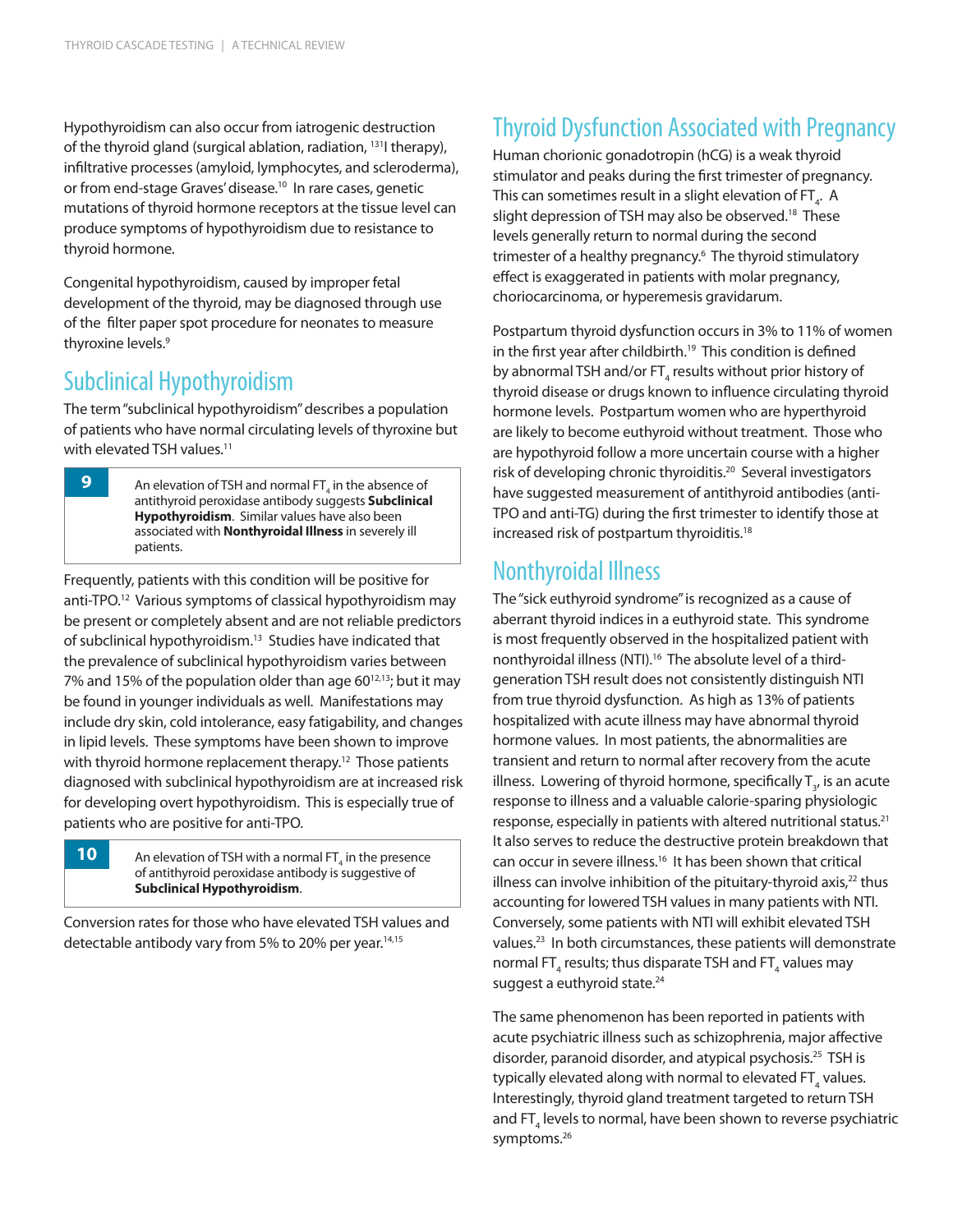Hypothyroidism can also occur from iatrogenic destruction of the thyroid gland (surgical ablation, radiation, $^{131}$I therapy), infiltrative processes (amyloid, lymphocytes, and scleroderma), or from end-stage Graves' disease.[10] In rare cases, genetic mutations of thyroid hormone receptors at the tissue level can produce symptoms of hypothyroidism due to resistance to thyroid hormone.

Congenital hypothyroidism, caused by improper fetal development of the thyroid, may be diagnosed through use of the filter paper spot procedure for neonates to measure thyroxine levels.[9]

## Subclinical Hypothyroidism

The term "subclinical hypothyroidism" describes a population of patients who have normal circulating levels of thyroxine but with elevated TSH values.[11]

> **9** An elevation of TSH and normal $FT_4$ in the absence of antithyroid peroxidase antibody suggests **Subclinical Hypothyroidism**. Similar values have also been associated with **Nonthyroidal Illness** in severely ill patients.

Frequently, patients with this condition will be positive for anti-TPO.[12] Various symptoms of classical hypothyroidism may be present or completely absent and are not reliable predictors of subclinical hypothyroidism.[13] Studies have indicated that the prevalence of subclinical hypothyroidism varies between 7% and 15% of the population older than age 60[12,13]; but it may be found in younger individuals as well. Manifestations may include dry skin, cold intolerance, easy fatigability, and changes in lipid levels. These symptoms have been shown to improve with thyroid hormone replacement therapy.[12] Those patients diagnosed with subclinical hypothyroidism are at increased risk for developing overt hypothyroidism. This is especially true of patients who are positive for anti-TPO.

> **10** An elevation of TSH with a normal $FT_4$ in the presence of antithyroid peroxidase antibody is suggestive of **Subclinical Hypothyroidism**.

Conversion rates for those who have elevated TSH values and detectable antibody vary from 5% to 20% per year.[14,15]

## Thyroid Dysfunction Associated with Pregnancy

Human chorionic gonadotropin (hCG) is a weak thyroid stimulator and peaks during the first trimester of pregnancy. This can sometimes result in a slight elevation of $FT_4$. A slight depression of TSH may also be observed.[18] These levels generally return to normal during the second trimester of a healthy pregnancy.[6] The thyroid stimulatory effect is exaggerated in patients with molar pregnancy, choriocarcinoma, or hyperemesis gravidarum.

Postpartum thyroid dysfunction occurs in 3% to 11% of women in the first year after childbirth.[19] This condition is defined by abnormal TSH and/or $FT_4$ results without prior history of thyroid disease or drugs known to influence circulating thyroid hormone levels. Postpartum women who are hyperthyroid are likely to become euthyroid without treatment. Those who are hypothyroid follow a more uncertain course with a higher risk of developing chronic thyroiditis.[20] Several investigators have suggested measurement of antithyroid antibodies (anti-TPO and anti-TG) during the first trimester to identify those at increased risk of postpartum thyroiditis.[18]

## Nonthyroidal Illness

The "sick euthyroid syndrome" is recognized as a cause of aberrant thyroid indices in a euthyroid state. This syndrome is most frequently observed in the hospitalized patient with nonthyroidal illness (NTI).[16] The absolute level of a third-generation TSH result does not consistently distinguish NTI from true thyroid dysfunction. As high as 13% of patients hospitalized with acute illness may have abnormal thyroid hormone values. In most patients, the abnormalities are transient and return to normal after recovery from the acute illness. Lowering of thyroid hormone, specifically $T_3$, is an acute response to illness and a valuable calorie-sparing physiologic response, especially in patients with altered nutritional status.[21] It also serves to reduce the destructive protein breakdown that can occur in severe illness.[16] It has been shown that critical illness can involve inhibition of the pituitary-thyroid axis,[22] thus accounting for lowered TSH values in many patients with NTI. Conversely, some patients with NTI will exhibit elevated TSH values.[23] In both circumstances, these patients will demonstrate normal $FT_4$ results; thus disparate TSH and $FT_4$ values may suggest a euthyroid state.[24]

The same phenomenon has been reported in patients with acute psychiatric illness such as schizophrenia, major affective disorder, paranoid disorder, and atypical psychosis.[25] TSH is typically elevated along with normal to elevated $FT_4$ values. Interestingly, thyroid gland treatment targeted to return TSH and $FT_4$ levels to normal, have been shown to reverse psychiatric symptoms.[26]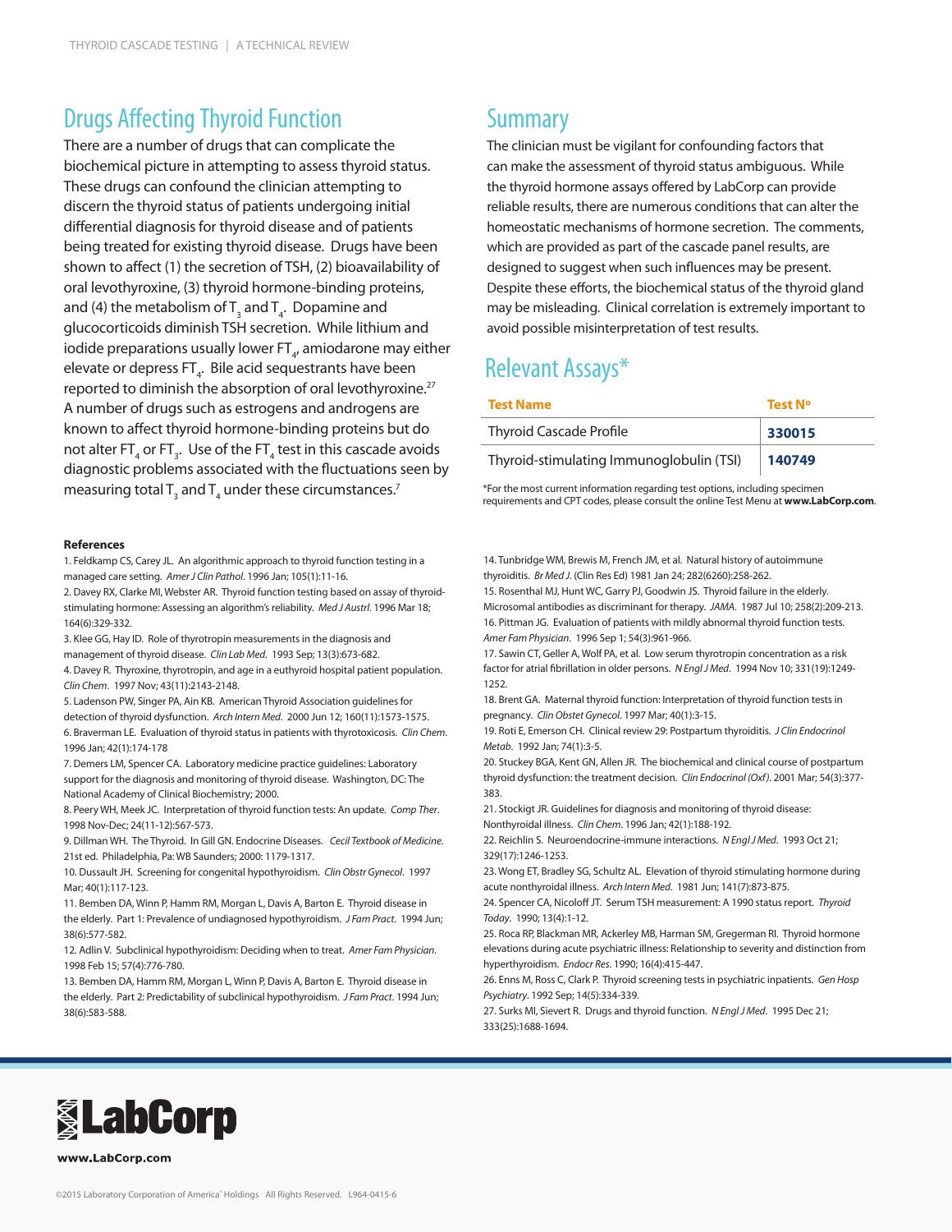## Drugs Affecting Thyroid Function

There are a number of drugs that can complicate the biochemical picture in attempting to assess thyroid status. These drugs can confound the clinician attempting to discern the thyroid status of patients undergoing initial differential diagnosis for thyroid disease and of patients being treated for existing thyroid disease. Drugs have been shown to affect (1) the secretion of TSH, (2) bioavailability of oral levothyroxine, (3) thyroid hormone-binding proteins, and (4) the metabolism of $T_3$ and $T_4$. Dopamine and glucocorticoids diminish TSH secretion. While lithium and iodide preparations usually lower $FT_4$, amiodarone may either elevate or depress $FT_4$. Bile acid sequestrants have been reported to diminish the absorption of oral levothyroxine.[27] A number of drugs such as estrogens and androgens are known to affect thyroid hormone-binding proteins but do not alter $FT_4$ or $FT_3$. Use of the $FT_4$ test in this cascade avoids diagnostic problems associated with the fluctuations seen by measuring total $T_3$ and $T_4$ under these circumstances.[7]

## Summary

The clinician must be vigilant for confounding factors that can make the assessment of thyroid status ambiguous. While the thyroid hormone assays offered by LabCorp can provide reliable results, there are numerous conditions that can alter the homeostatic mechanisms of hormone secretion. The comments, which are provided as part of the cascade panel results, are designed to suggest when such influences may be present. Despite these efforts, the biochemical status of the thyroid gland may be misleading. Clinical correlation is extremely important to avoid possible misinterpretation of test results.

## Relevant Assays*

| Test Name | Test Nº |
|---|---|
| Thyroid Cascade Profile | **330015** |
| Thyroid-stimulating Immunoglobulin (TSI) | **140749** |

*For the most current information regarding test options, including specimen requirements and CPT codes, please consult the online Test Menu at **www.LabCorp.com**.

**References**

1. Feldkamp CS, Carey JL. An algorithmic approach to thyroid function testing in a managed care setting. *Amer J Clin Pathol*. 1996 Jan; 105(1):11-16.
2. Davey RX, Clarke MI, Webster AR. Thyroid function testing based on assay of thyroid-stimulating hormone: Assessing an algorithm's reliability. *Med J Austrl*. 1996 Mar 18; 164(6):329-332.
3. Klee GG, Hay ID. Role of thyrotropin measurements in the diagnosis and management of thyroid disease. *Clin Lab Med*. 1993 Sep; 13(3):673-682.
4. Davey R. Thyroxine, thyrotropin, and age in a euthyroid hospital patient population. *Clin Chem*. 1997 Nov; 43(11):2143-2148.
5. Ladenson PW, Singer PA, Ain KB. American Thyroid Association guidelines for detection of thyroid dysfunction. *Arch Intern Med*. 2000 Jun 12; 160(11):1573-1575.
6. Braverman LE. Evaluation of thyroid status in patients with thyrotoxicosis. *Clin Chem*. 1996 Jan; 42(1):174-178
7. Demers LM, Spencer CA. Laboratory medicine practice guidelines: Laboratory support for the diagnosis and monitoring of thyroid disease. Washington, DC: The National Academy of Clinical Biochemistry; 2000.
8. Peery WH, Meek JC. Interpretation of thyroid function tests: An update. *Comp Ther*. 1998 Nov-Dec; 24(11-12):567-573.
9. Dillman WH. The Thyroid. In Gill GN. Endocrine Diseases. *Cecil Textbook of Medicine*. 21st ed. Philadelphia, Pa: WB Saunders; 2000: 1179-1317.
10. Dussault JH. Screening for congenital hypothyroidism. *Clin Obstr Gynecol*. 1997 Mar; 40(1):117-123.
11. Bemben DA, Winn P, Hamm RM, Morgan L, Davis A, Barton E. Thyroid disease in the elderly. Part 1: Prevalence of undiagnosed hypothyroidism. *J Fam Pract*. 1994 Jun; 38(6):577-582.
12. Adlin V. Subclinical hypothyroidism: Deciding when to treat. *Amer Fam Physician*. 1998 Feb 15; 57(4):776-780.
13. Bemben DA, Hamm RM, Morgan L, Winn P, Davis A, Barton E. Thyroid disease in the elderly. Part 2: Predictability of subclinical hypothyroidism. *J Fam Pract*. 1994 Jun; 38(6):583-588.
14. Tunbridge WM, Brewis M, French JM, et al. Natural history of autoimmune thyroiditis. *Br Med J*. (Clin Res Ed) 1981 Jan 24; 282(6260):258-262.
15. Rosenthal MJ, Hunt WC, Garry PJ, Goodwin JS. Thyroid failure in the elderly. Microsomal antibodies as discriminant for therapy. *JAMA*. 1987 Jul 10; 258(2):209-213.
16. Pittman JG. Evaluation of patients with mildly abnormal thyroid function tests. *Amer Fam Physician*. 1996 Sep 1; 54(3):961-966.
17. Sawin CT, Geller A, Wolf PA, et al. Low serum thyrotropin concentration as a risk factor for atrial fibrillation in older persons. *N Engl J Med*. 1994 Nov 10; 331(19):1249-1252.
18. Brent GA. Maternal thyroid function: Interpretation of thyroid function tests in pregnancy. *Clin Obstet Gynecol*. 1997 Mar; 40(1):3-15.
19. Roti E, Emerson CH. Clinical review 29: Postpartum thyroiditis. *J Clin Endocrinol Metab*. 1992 Jan; 74(1):3-5.
20. Stuckey BGA, Kent GN, Allen JR. The biochemical and clinical course of postpartum thyroid dysfunction: the treatment decision. *Clin Endocrinol (Oxf)*. 2001 Mar; 54(3):377-383.
21. Stockigt JR. Guidelines for diagnosis and monitoring of thyroid disease: Nonthyroidal illness. *Clin Chem*. 1996 Jan; 42(1):188-192.
22. Reichlin S. Neuroendocrine-immune interactions. *N Engl J Med*. 1993 Oct 21; 329(17):1246-1253.
23. Wong ET, Bradley SG, Schultz AL. Elevation of thyroid stimulating hormone during acute nonthyroidal illness. *Arch Intern Med*. 1981 Jun; 141(7):873-875.
24. Spencer CA, Nicoloff JT. Serum TSH measurement: A 1990 status report. *Thyroid Today*. 1990; 13(4):1-12.
25. Roca RP, Blackman MR, Ackerley MB, Harman SM, Gregerman RI. Thyroid hormone elevations during acute psychiatric illness: Relationship to severity and distinction from hyperthyroidism. *Endocr Res*. 1990; 16(4):415-447.
26. Enns M, Ross C, Clark P. Thyroid screening tests in psychiatric inpatients. *Gen Hosp Psychiatry*. 1992 Sep; 14(5):334-339.
27. Surks MI, Sievert R. Drugs and thyroid function. *N Engl J Med*. 1995 Dec 21; 333(25):1688-1694.

**LabCorp**

**www.LabCorp.com**

©2015 Laboratory Corporation of America® Holdings All Rights Reserved. L964-0415-6